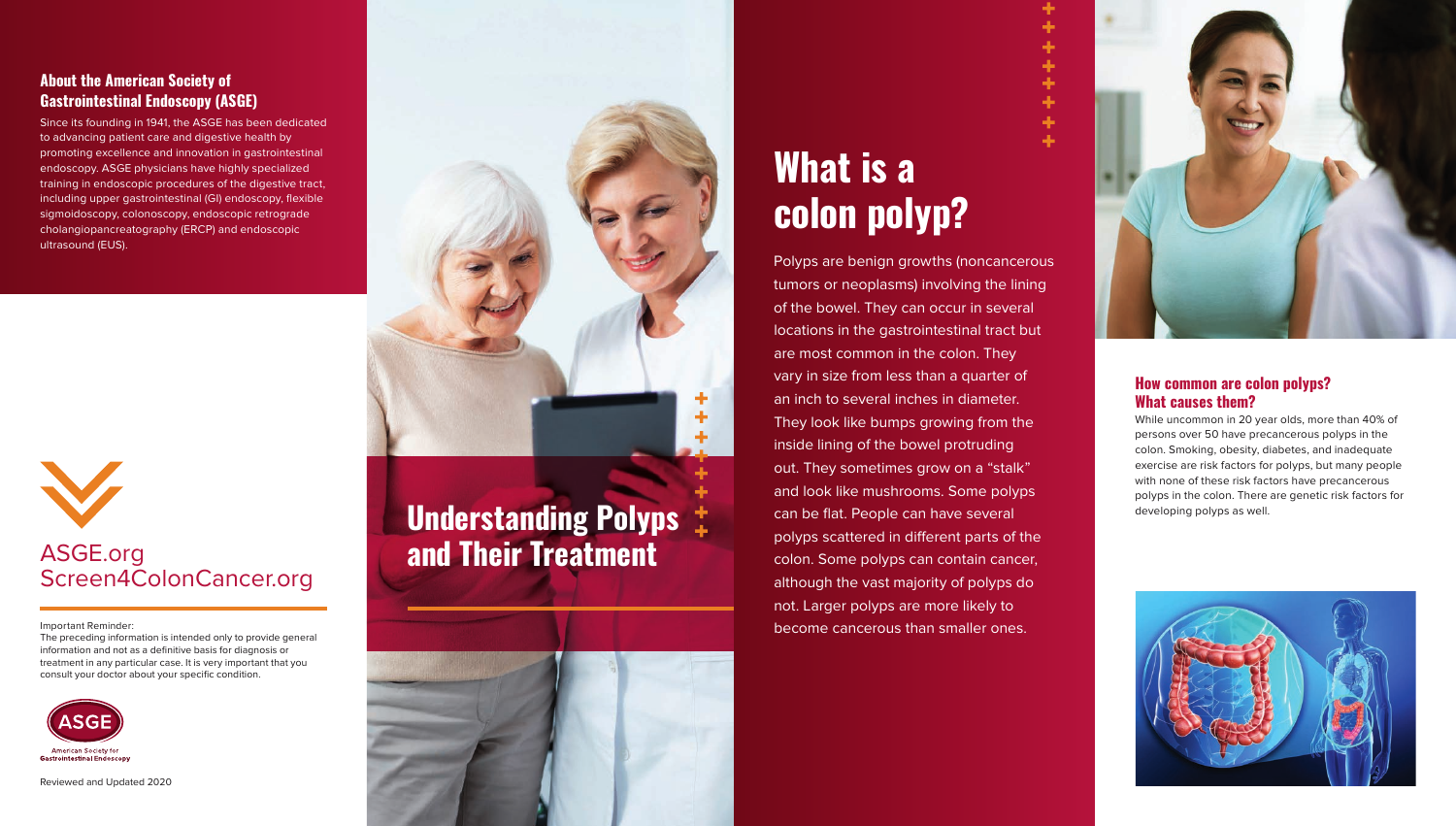### About the American Society of Gastrointestinal Endoscopy (ASGE)

Since its founding in 1941, the ASGE has been dedicated to advancing patient care and digestive health by promoting excellence and innovation in gastrointestinal endoscopy. ASGE physicians have highly specialized training in endoscopic procedures of the digestive tract, including upper gastrointestinal (GI) endoscopy, flexible sigmoidoscopy, colonoscopy, endoscopic retrograde cholangiopancreatography (ERCP) and endoscopic ultrasound (EUS).

ASGE.org
Screen4ColonCancer.org

Important Reminder:
The preceding information is intended only to provide general information and not as a definitive basis for diagnosis or treatment in any particular case. It is very important that you consult your doctor about your specific condition.

ASGE
American Society for Gastrointestinal Endoscopy

Reviewed and Updated 2020

# Understanding Polyps and Their Treatment

## What is a colon polyp?

Polyps are benign growths (noncancerous tumors or neoplasms) involving the lining of the bowel. They can occur in several locations in the gastrointestinal tract but are most common in the colon. They vary in size from less than a quarter of an inch to several inches in diameter. They look like bumps growing from the inside lining of the bowel protruding out. They sometimes grow on a “stalk” and look like mushrooms. Some polyps can be flat. People can have several polyps scattered in different parts of the colon. Some polyps can contain cancer, although the vast majority of polyps do not. Larger polyps are more likely to become cancerous than smaller ones.

### How common are colon polyps? What causes them?

While uncommon in 20 year olds, more than 40% of persons over 50 have precancerous polyps in the colon. Smoking, obesity, diabetes, and inadequate exercise are risk factors for polyps, but many people with none of these risk factors have precancerous polyps in the colon. There are genetic risk factors for developing polyps as well.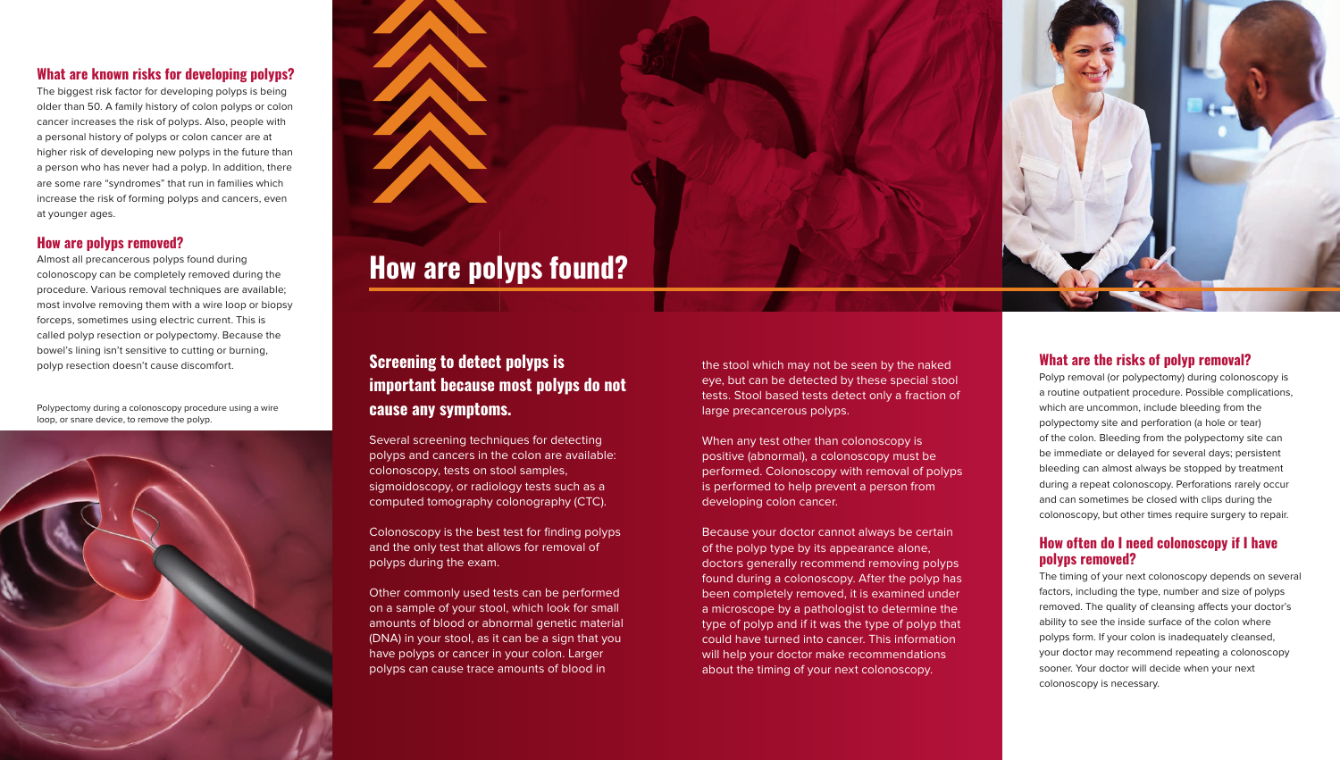## What are known risks for developing polyps?

The biggest risk factor for developing polyps is being older than 50. A family history of colon polyps or colon cancer increases the risk of polyps. Also, people with a personal history of polyps or colon cancer are at higher risk of developing new polyps in the future than a person who has never had a polyp. In addition, there are some rare "syndromes" that run in families which increase the risk of forming polyps and cancers, even at younger ages.

## How are polyps removed?

Almost all precancerous polyps found during colonoscopy can be completely removed during the procedure. Various removal techniques are available; most involve removing them with a wire loop or biopsy forceps, sometimes using electric current. This is called polyp resection or polypectomy. Because the bowel's lining isn't sensitive to cutting or burning, polyp resection doesn't cause discomfort.

Polypectomy during a colonoscopy procedure using a wire loop, or snare device, to remove the polyp.

# How are polyps found?

### Screening to detect polyps is important because most polyps do not cause any symptoms.

Several screening techniques for detecting polyps and cancers in the colon are available: colonoscopy, tests on stool samples, sigmoidoscopy, or radiology tests such as a computed tomography colonography (CTC).

Colonoscopy is the best test for finding polyps and the only test that allows for removal of polyps during the exam.

Other commonly used tests can be performed on a sample of your stool, which look for small amounts of blood or abnormal genetic material (DNA) in your stool, as it can be a sign that you have polyps or cancer in your colon. Larger polyps can cause trace amounts of blood in the stool which may not be seen by the naked eye, but can be detected by these special stool tests. Stool based tests detect only a fraction of large precancerous polyps.

When any test other than colonoscopy is positive (abnormal), a colonoscopy must be performed. Colonoscopy with removal of polyps is performed to help prevent a person from developing colon cancer.

Because your doctor cannot always be certain of the polyp type by its appearance alone, doctors generally recommend removing polyps found during a colonoscopy. After the polyp has been completely removed, it is examined under a microscope by a pathologist to determine the type of polyp and if it was the type of polyp that could have turned into cancer. This information will help your doctor make recommendations about the timing of your next colonoscopy.

## What are the risks of polyp removal?

Polyp removal (or polypectomy) during colonoscopy is a routine outpatient procedure. Possible complications, which are uncommon, include bleeding from the polypectomy site and perforation (a hole or tear) of the colon. Bleeding from the polypectomy site can be immediate or delayed for several days; persistent bleeding can almost always be stopped by treatment during a repeat colonoscopy. Perforations rarely occur and can sometimes be closed with clips during the colonoscopy, but other times require surgery to repair.

## How often do I need colonoscopy if I have polyps removed?

The timing of your next colonoscopy depends on several factors, including the type, number and size of polyps removed. The quality of cleansing affects your doctor's ability to see the inside surface of the colon where polyps form. If your colon is inadequately cleansed, your doctor may recommend repeating a colonoscopy sooner. Your doctor will decide when your next colonoscopy is necessary.